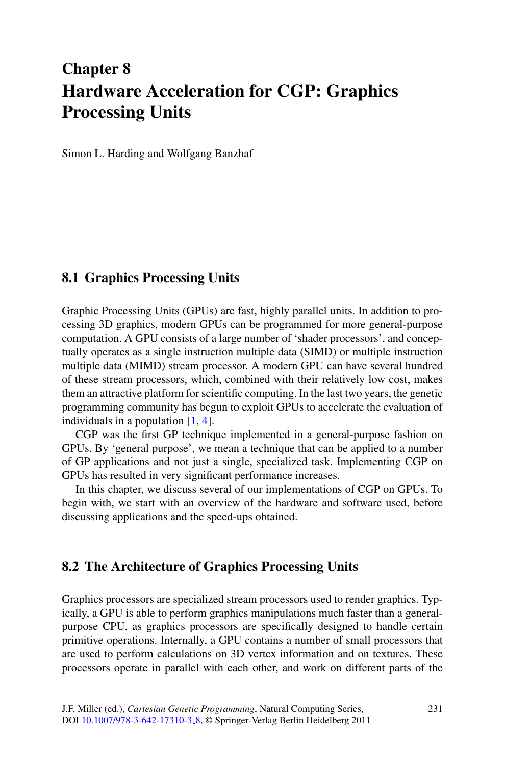# Chapter 8
# Hardware Acceleration for CGP: Graphics Processing Units

Simon L. Harding and Wolfgang Banzhaf

## 8.1 Graphics Processing Units

Graphic Processing Units (GPUs) are fast, highly parallel units. In addition to processing 3D graphics, modern GPUs can be programmed for more general-purpose computation. A GPU consists of a large number of 'shader processors', and conceptually operates as a single instruction multiple data (SIMD) or multiple instruction multiple data (MIMD) stream processor. A modern GPU can have several hundred of these stream processors, which, combined with their relatively low cost, makes them an attractive platform for scientific computing. In the last two years, the genetic programming community has begun to exploit GPUs to accelerate the evaluation of individuals in a population [1, 4].

CGP was the first GP technique implemented in a general-purpose fashion on GPUs. By 'general purpose', we mean a technique that can be applied to a number of GP applications and not just a single, specialized task. Implementing CGP on GPUs has resulted in very significant performance increases.

In this chapter, we discuss several of our implementations of CGP on GPUs. To begin with, we start with an overview of the hardware and software used, before discussing applications and the speed-ups obtained.

## 8.2 The Architecture of Graphics Processing Units

Graphics processors are specialized stream processors used to render graphics. Typically, a GPU is able to perform graphics manipulations much faster than a general-purpose CPU, as graphics processors are specifically designed to handle certain primitive operations. Internally, a GPU contains a number of small processors that are used to perform calculations on 3D vertex information and on textures. These processors operate in parallel with each other, and work on different parts of the

J.F. Miller (ed.), *Cartesian Genetic Programming*, Natural Computing Series, DOI 10.1007/978-3-642-17310-3_8, © Springer-Verlag Berlin Heidelberg 2011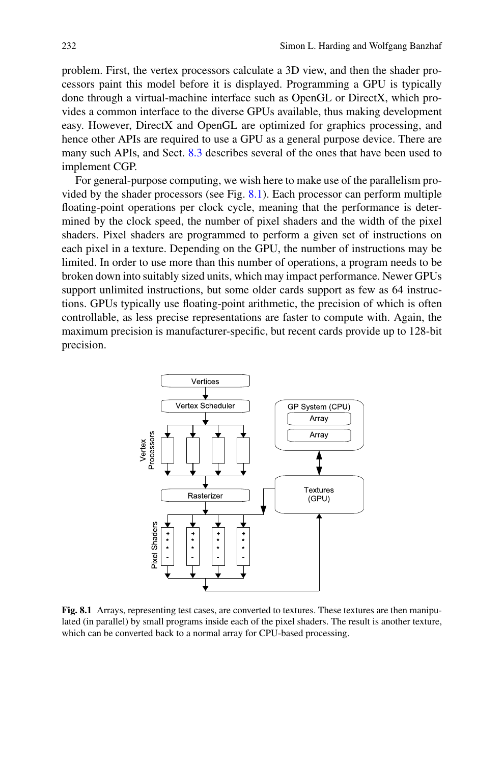problem. First, the vertex processors calculate a 3D view, and then the shader processors paint this model before it is displayed. Programming a GPU is typically done through a virtual-machine interface such as OpenGL or DirectX, which provides a common interface to the diverse GPUs available, thus making development easy. However, DirectX and OpenGL are optimized for graphics processing, and hence other APIs are required to use a GPU as a general purpose device. There are many such APIs, and Sect. 8.3 describes several of the ones that have been used to implement CGP.

For general-purpose computing, we wish here to make use of the parallelism provided by the shader processors (see Fig. 8.1). Each processor can perform multiple floating-point operations per clock cycle, meaning that the performance is determined by the clock speed, the number of pixel shaders and the width of the pixel shaders. Pixel shaders are programmed to perform a given set of instructions on each pixel in a texture. Depending on the GPU, the number of instructions may be limited. In order to use more than this number of operations, a program needs to be broken down into suitably sized units, which may impact performance. Newer GPUs support unlimited instructions, but some older cards support as few as 64 instructions. GPUs typically use floating-point arithmetic, the precision of which is often controllable, as less precise representations are faster to compute with. Again, the maximum precision is manufacturer-specific, but recent cards provide up to 128-bit precision.

**Fig. 8.1** Arrays, representing test cases, are converted to textures. These textures are then manipulated (in parallel) by small programs inside each of the pixel shaders. The result is another texture, which can be converted back to a normal array for CPU-based processing.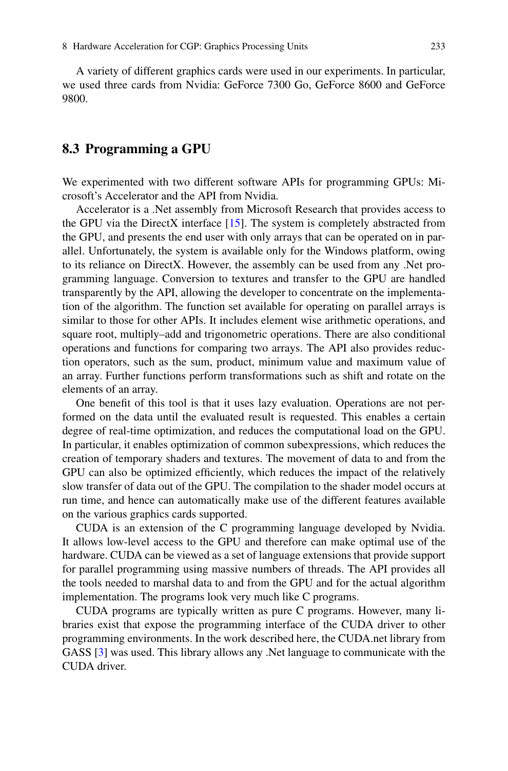A variety of different graphics cards were used in our experiments. In particular, we used three cards from Nvidia: GeForce 7300 Go, GeForce 8600 and GeForce 9800.

## 8.3 Programming a GPU

We experimented with two different software APIs for programming GPUs: Microsoft's Accelerator and the API from Nvidia.

Accelerator is a .Net assembly from Microsoft Research that provides access to the GPU via the DirectX interface [15]. The system is completely abstracted from the GPU, and presents the end user with only arrays that can be operated on in parallel. Unfortunately, the system is available only for the Windows platform, owing to its reliance on DirectX. However, the assembly can be used from any .Net programming language. Conversion to textures and transfer to the GPU are handled transparently by the API, allowing the developer to concentrate on the implementation of the algorithm. The function set available for operating on parallel arrays is similar to those for other APIs. It includes element wise arithmetic operations, and square root, multiply–add and trigonometric operations. There are also conditional operations and functions for comparing two arrays. The API also provides reduction operators, such as the sum, product, minimum value and maximum value of an array. Further functions perform transformations such as shift and rotate on the elements of an array.

One benefit of this tool is that it uses lazy evaluation. Operations are not performed on the data until the evaluated result is requested. This enables a certain degree of real-time optimization, and reduces the computational load on the GPU. In particular, it enables optimization of common subexpressions, which reduces the creation of temporary shaders and textures. The movement of data to and from the GPU can also be optimized efficiently, which reduces the impact of the relatively slow transfer of data out of the GPU. The compilation to the shader model occurs at run time, and hence can automatically make use of the different features available on the various graphics cards supported.

CUDA is an extension of the C programming language developed by Nvidia. It allows low-level access to the GPU and therefore can make optimal use of the hardware. CUDA can be viewed as a set of language extensions that provide support for parallel programming using massive numbers of threads. The API provides all the tools needed to marshal data to and from the GPU and for the actual algorithm implementation. The programs look very much like C programs.

CUDA programs are typically written as pure C programs. However, many libraries exist that expose the programming interface of the CUDA driver to other programming environments. In the work described here, the CUDA.net library from GASS [3] was used. This library allows any .Net language to communicate with the CUDA driver.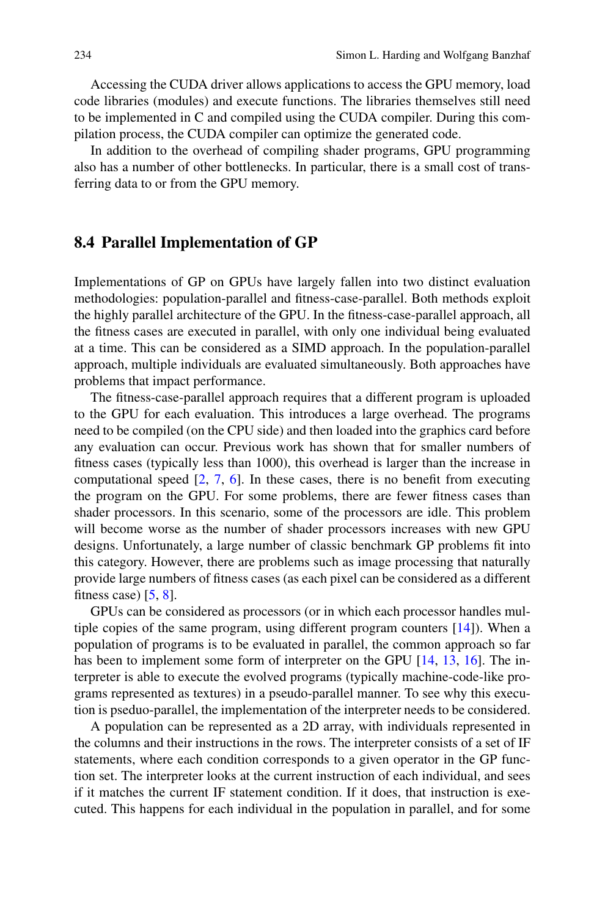Accessing the CUDA driver allows applications to access the GPU memory, load code libraries (modules) and execute functions. The libraries themselves still need to be implemented in C and compiled using the CUDA compiler. During this compilation process, the CUDA compiler can optimize the generated code.

In addition to the overhead of compiling shader programs, GPU programming also has a number of other bottlenecks. In particular, there is a small cost of transferring data to or from the GPU memory.

## 8.4 Parallel Implementation of GP

Implementations of GP on GPUs have largely fallen into two distinct evaluation methodologies: population-parallel and fitness-case-parallel. Both methods exploit the highly parallel architecture of the GPU. In the fitness-case-parallel approach, all the fitness cases are executed in parallel, with only one individual being evaluated at a time. This can be considered as a SIMD approach. In the population-parallel approach, multiple individuals are evaluated simultaneously. Both approaches have problems that impact performance.

The fitness-case-parallel approach requires that a different program is uploaded to the GPU for each evaluation. This introduces a large overhead. The programs need to be compiled (on the CPU side) and then loaded into the graphics card before any evaluation can occur. Previous work has shown that for smaller numbers of fitness cases (typically less than 1000), this overhead is larger than the increase in computational speed [2, 7, 6]. In these cases, there is no benefit from executing the program on the GPU. For some problems, there are fewer fitness cases than shader processors. In this scenario, some of the processors are idle. This problem will become worse as the number of shader processors increases with new GPU designs. Unfortunately, a large number of classic benchmark GP problems fit into this category. However, there are problems such as image processing that naturally provide large numbers of fitness cases (as each pixel can be considered as a different fitness case) [5, 8].

GPUs can be considered as processors (or in which each processor handles multiple copies of the same program, using different program counters [14]). When a population of programs is to be evaluated in parallel, the common approach so far has been to implement some form of interpreter on the GPU [14, 13, 16]. The interpreter is able to execute the evolved programs (typically machine-code-like programs represented as textures) in a pseudo-parallel manner. To see why this execution is pseduo-parallel, the implementation of the interpreter needs to be considered.

A population can be represented as a 2D array, with individuals represented in the columns and their instructions in the rows. The interpreter consists of a set of IF statements, where each condition corresponds to a given operator in the GP function set. The interpreter looks at the current instruction of each individual, and sees if it matches the current IF statement condition. If it does, that instruction is executed. This happens for each individual in the population in parallel, and for some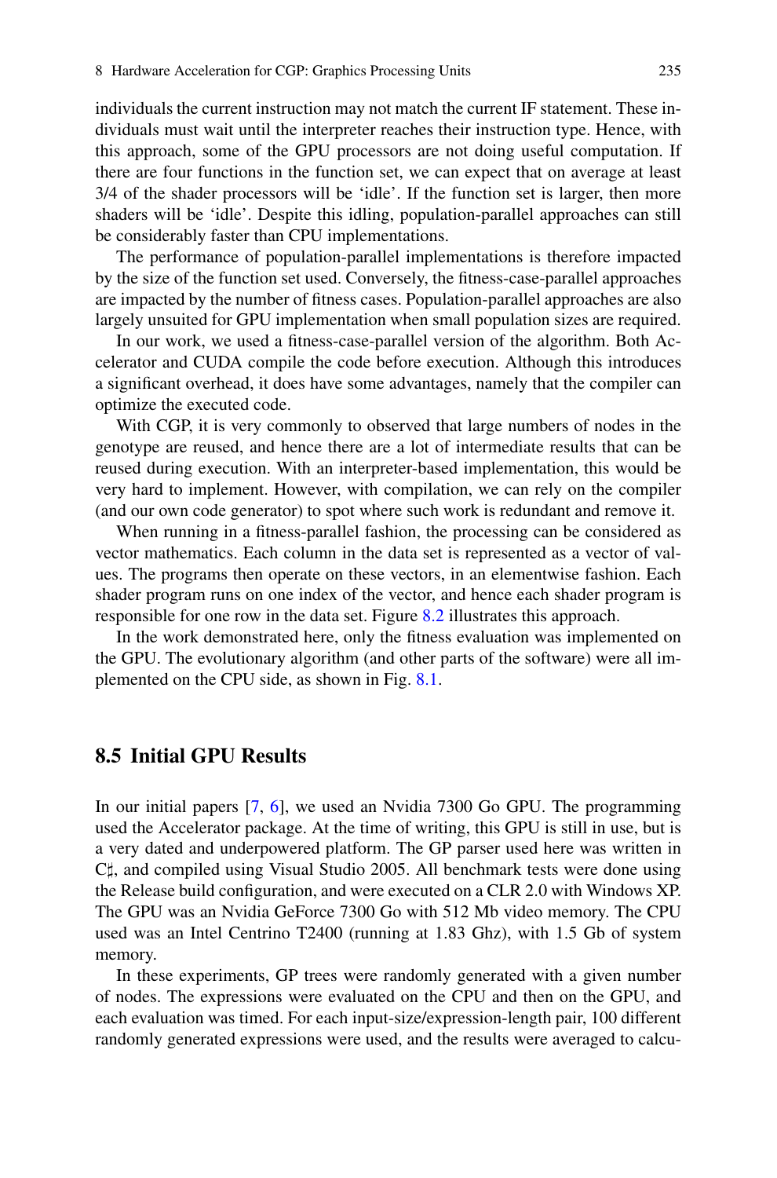individuals the current instruction may not match the current IF statement. These individuals must wait until the interpreter reaches their instruction type. Hence, with this approach, some of the GPU processors are not doing useful computation. If there are four functions in the function set, we can expect that on average at least 3/4 of the shader processors will be 'idle'. If the function set is larger, then more shaders will be 'idle'. Despite this idling, population-parallel approaches can still be considerably faster than CPU implementations.

The performance of population-parallel implementations is therefore impacted by the size of the function set used. Conversely, the fitness-case-parallel approaches are impacted by the number of fitness cases. Population-parallel approaches are also largely unsuited for GPU implementation when small population sizes are required.

In our work, we used a fitness-case-parallel version of the algorithm. Both Accelerator and CUDA compile the code before execution. Although this introduces a significant overhead, it does have some advantages, namely that the compiler can optimize the executed code.

With CGP, it is very commonly to observed that large numbers of nodes in the genotype are reused, and hence there are a lot of intermediate results that can be reused during execution. With an interpreter-based implementation, this would be very hard to implement. However, with compilation, we can rely on the compiler (and our own code generator) to spot where such work is redundant and remove it.

When running in a fitness-parallel fashion, the processing can be considered as vector mathematics. Each column in the data set is represented as a vector of values. The programs then operate on these vectors, in an elementwise fashion. Each shader program runs on one index of the vector, and hence each shader program is responsible for one row in the data set. Figure 8.2 illustrates this approach.

In the work demonstrated here, only the fitness evaluation was implemented on the GPU. The evolutionary algorithm (and other parts of the software) were all implemented on the CPU side, as shown in Fig. 8.1.

## 8.5 Initial GPU Results

In our initial papers [7, 6], we used an Nvidia 7300 Go GPU. The programming used the Accelerator package. At the time of writing, this GPU is still in use, but is a very dated and underpowered platform. The GP parser used here was written in C♯, and compiled using Visual Studio 2005. All benchmark tests were done using the Release build configuration, and were executed on a CLR 2.0 with Windows XP. The GPU was an Nvidia GeForce 7300 Go with 512 Mb video memory. The CPU used was an Intel Centrino T2400 (running at 1.83 Ghz), with 1.5 Gb of system memory.

In these experiments, GP trees were randomly generated with a given number of nodes. The expressions were evaluated on the CPU and then on the GPU, and each evaluation was timed. For each input-size/expression-length pair, 100 different randomly generated expressions were used, and the results were averaged to calcu-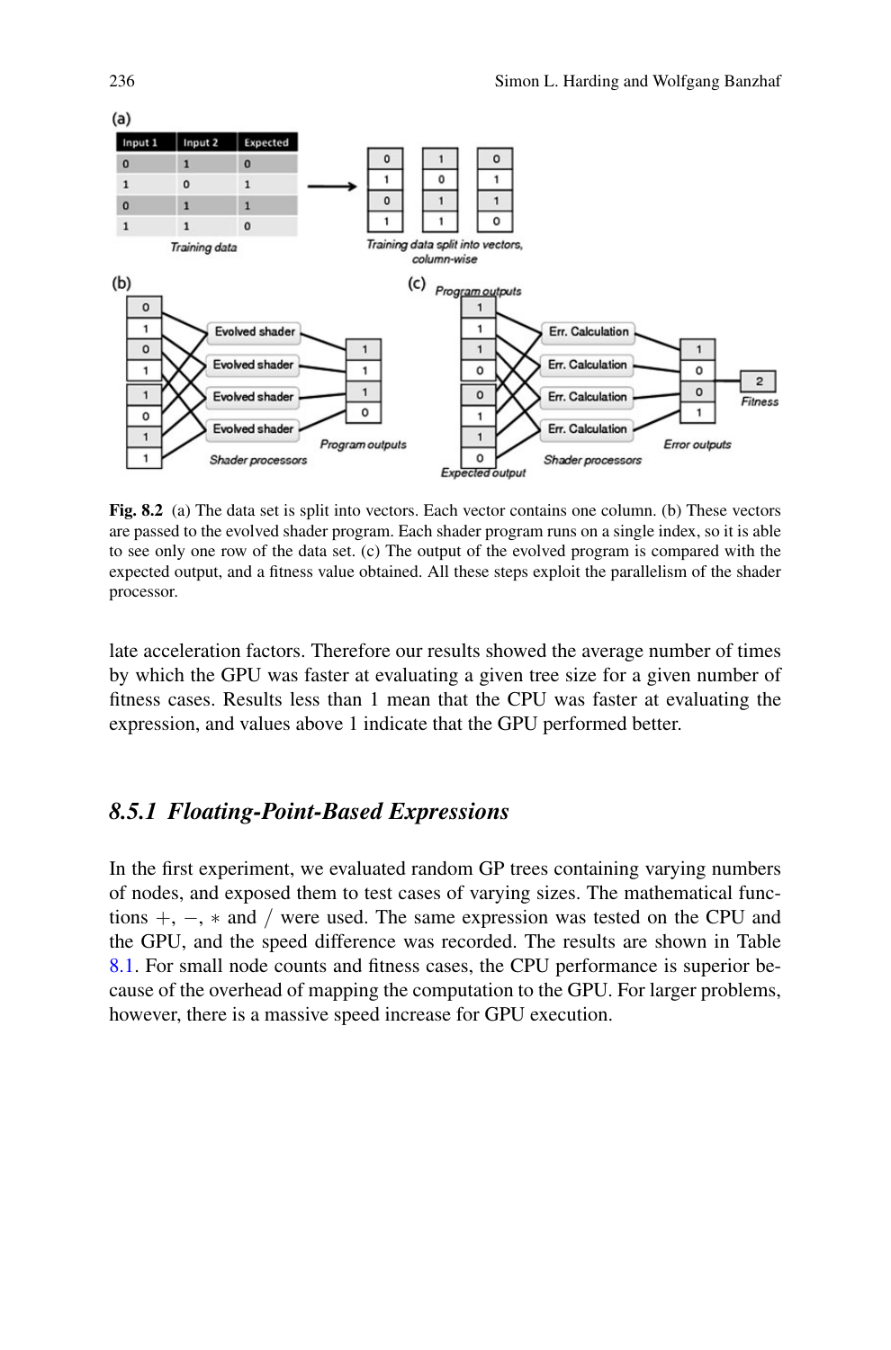**Fig. 8.2** (a) The data set is split into vectors. Each vector contains one column. (b) These vectors are passed to the evolved shader program. Each shader program runs on a single index, so it is able to see only one row of the data set. (c) The output of the evolved program is compared with the expected output, and a fitness value obtained. All these steps exploit the parallelism of the shader processor.

late acceleration factors. Therefore our results showed the average number of times by which the GPU was faster at evaluating a given tree size for a given number of fitness cases. Results less than 1 mean that the CPU was faster at evaluating the expression, and values above 1 indicate that the GPU performed better.

## 8.5.1 *Floating-Point-Based Expressions*

In the first experiment, we evaluated random GP trees containing varying numbers of nodes, and exposed them to test cases of varying sizes. The mathematical functions $+$, $-$, $*$ and $/$ were used. The same expression was tested on the CPU and the GPU, and the speed difference was recorded. The results are shown in Table 8.1. For small node counts and fitness cases, the CPU performance is superior because of the overhead of mapping the computation to the GPU. For larger problems, however, there is a massive speed increase for GPU execution.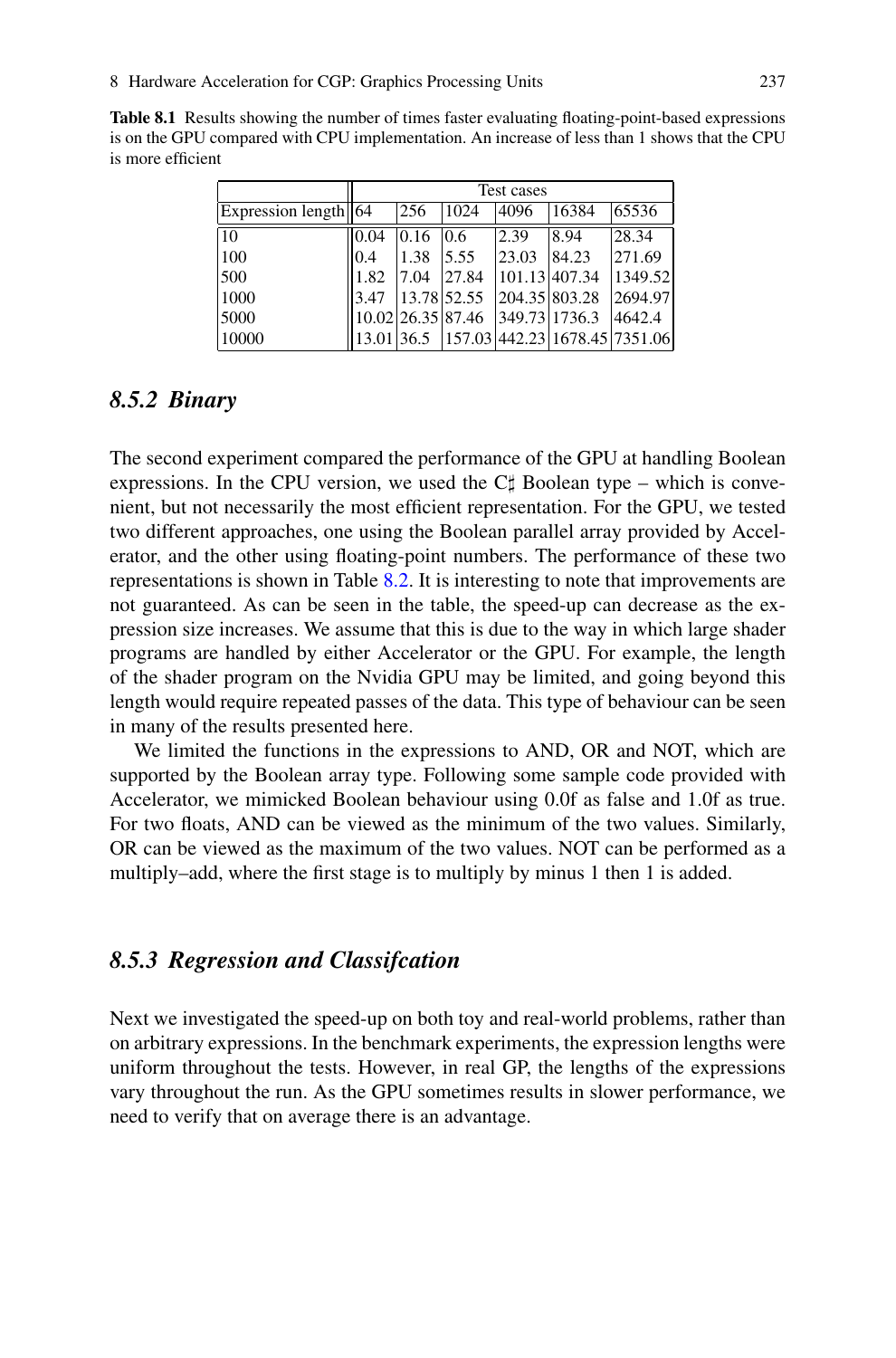**Table 8.1** Results showing the number of times faster evaluating floating-point-based expressions is on the GPU compared with CPU implementation. An increase of less than 1 shows that the CPU is more efficient

| | Test cases | | | | | |
|---|---|---|---|---|---|---|
| Expression length | 64 | 256 | 1024 | 4096 | 16384 | 65536 |
| 10 | 0.04 | 0.16 | 0.6 | 2.39 | 8.94 | 28.34 |
| 100 | 0.4 | 1.38 | 5.55 | 23.03 | 84.23 | 271.69 |
| 500 | 1.82 | 7.04 | 27.84 | 101.13 | 407.34 | 1349.52 |
| 1000 | 3.47 | 13.78 | 52.55 | 204.35 | 803.28 | 2694.97 |
| 5000 | 10.02 | 26.35 | 87.46 | 349.73 | 1736.3 | 4642.4 |
| 10000 | 13.01 | 36.5 | 157.03 | 442.23 | 1678.45 | 7351.06 |

### 8.5.2 *Binary*

The second experiment compared the performance of the GPU at handling Boolean expressions. In the CPU version, we used the C♯ Boolean type – which is convenient, but not necessarily the most efficient representation. For the GPU, we tested two different approaches, one using the Boolean parallel array provided by Accelerator, and the other using floating-point numbers. The performance of these two representations is shown in Table 8.2. It is interesting to note that improvements are not guaranteed. As can be seen in the table, the speed-up can decrease as the expression size increases. We assume that this is due to the way in which large shader programs are handled by either Accelerator or the GPU. For example, the length of the shader program on the Nvidia GPU may be limited, and going beyond this length would require repeated passes of the data. This type of behaviour can be seen in many of the results presented here.

We limited the functions in the expressions to AND, OR and NOT, which are supported by the Boolean array type. Following some sample code provided with Accelerator, we mimicked Boolean behaviour using 0.0f as false and 1.0f as true. For two floats, AND can be viewed as the minimum of the two values. Similarly, OR can be viewed as the maximum of the two values. NOT can be performed as a multiply–add, where the first stage is to multiply by minus 1 then 1 is added.

### 8.5.3 *Regression and Classifcation*

Next we investigated the speed-up on both toy and real-world problems, rather than on arbitrary expressions. In the benchmark experiments, the expression lengths were uniform throughout the tests. However, in real GP, the lengths of the expressions vary throughout the run. As the GPU sometimes results in slower performance, we need to verify that on average there is an advantage.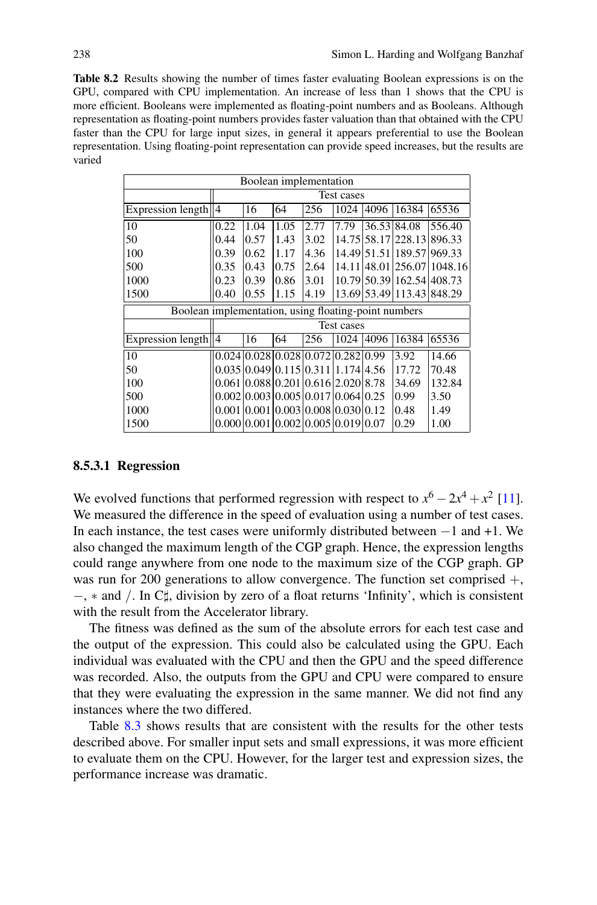**Table 8.2** Results showing the number of times faster evaluating Boolean expressions is on the GPU, compared with CPU implementation. An increase of less than 1 shows that the CPU is more efficient. Booleans were implemented as floating-point numbers and as Booleans. Although representation as floating-point numbers provides faster valuation than that obtained with the CPU faster than the CPU for large input sizes, in general it appears preferential to use the Boolean representation. Using floating-point representation can provide speed increases, but the results are varied

| Boolean implementation | | | | | | | | |
|---|---|---|---|---|---|---|---|---|
| | Test cases | | | | | | | |
| Expression length | 4 | 16 | 64 | 256 | 1024 | 4096 | 16384 | 65536 |
| 10 | 0.22 | 1.04 | 1.05 | 2.77 | 7.79 | 36.53 | 84.08 | 556.40 |
| 50 | 0.44 | 0.57 | 1.43 | 3.02 | 14.75 | 58.17 | 228.13 | 896.33 |
| 100 | 0.39 | 0.62 | 1.17 | 4.36 | 14.49 | 51.51 | 189.57 | 969.33 |
| 500 | 0.35 | 0.43 | 0.75 | 2.64 | 14.11 | 48.01 | 256.07 | 1048.16 |
| 1000 | 0.23 | 0.39 | 0.86 | 3.01 | 10.79 | 50.39 | 162.54 | 408.73 |
| 1500 | 0.40 | 0.55 | 1.15 | 4.19 | 13.69 | 53.49 | 113.43 | 848.29 |

| Boolean implementation, using floating-point numbers | | | | | | | | |
|---|---|---|---|---|---|---|---|---|
| | Test cases | | | | | | | |
| Expression length | 4 | 16 | 64 | 256 | 1024 | 4096 | 16384 | 65536 |
| 10 | 0.024 | 0.028 | 0.028 | 0.072 | 0.282 | 0.99 | 3.92 | 14.66 |
| 50 | 0.035 | 0.049 | 0.115 | 0.311 | 1.174 | 4.56 | 17.72 | 70.48 |
| 100 | 0.061 | 0.088 | 0.201 | 0.616 | 2.020 | 8.78 | 34.69 | 132.84 |
| 500 | 0.002 | 0.003 | 0.005 | 0.017 | 0.064 | 0.25 | 0.99 | 3.50 |
| 1000 | 0.001 | 0.001 | 0.003 | 0.008 | 0.030 | 0.12 | 0.48 | 1.49 |
| 1500 | 0.000 | 0.001 | 0.002 | 0.005 | 0.019 | 0.07 | 0.29 | 1.00 |

#### 8.5.3.1 Regression

We evolved functions that performed regression with respect to $x^6 - 2x^4 + x^2$ [11]. We measured the difference in the speed of evaluation using a number of test cases. In each instance, the test cases were uniformly distributed between $-1$ and +1. We also changed the maximum length of the CGP graph. Hence, the expression lengths could range anywhere from one node to the maximum size of the CGP graph. GP was run for 200 generations to allow convergence. The function set comprised $+$, $-$, $*$ and $/$. In C♯, division by zero of a float returns 'Infinity', which is consistent with the result from the Accelerator library.

The fitness was defined as the sum of the absolute errors for each test case and the output of the expression. This could also be calculated using the GPU. Each individual was evaluated with the CPU and then the GPU and the speed difference was recorded. Also, the outputs from the GPU and CPU were compared to ensure that they were evaluating the expression in the same manner. We did not find any instances where the two differed.

Table 8.3 shows results that are consistent with the results for the other tests described above. For smaller input sets and small expressions, it was more efficient to evaluate them on the CPU. However, for the larger test and expression sizes, the performance increase was dramatic.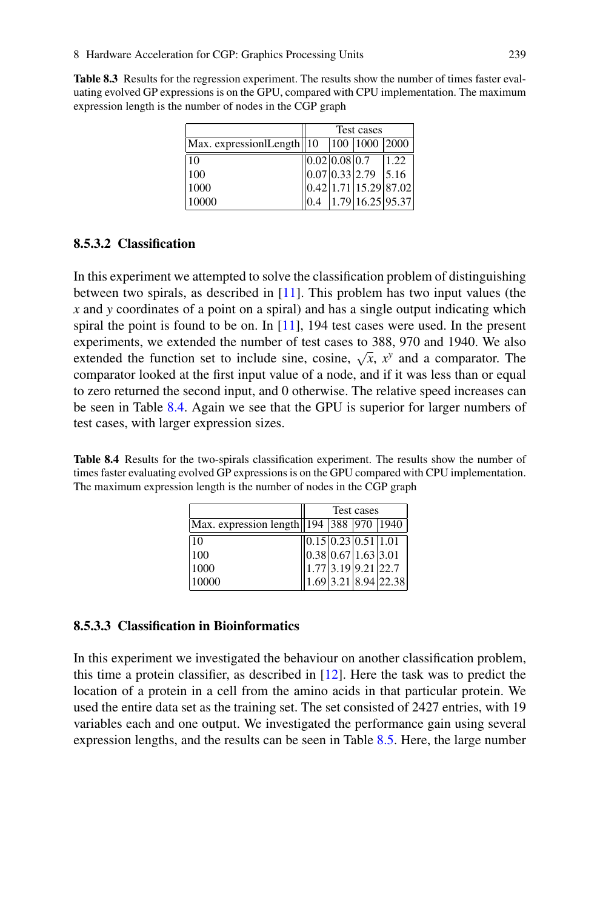**Table 8.3** Results for the regression experiment. The results show the number of times faster evaluating evolved GP expressions is on the GPU, compared with CPU implementation. The maximum expression length is the number of nodes in the CGP graph

| | Test cases | | | |
|---|---|---|---|---|
| Max. expressionlLength | 10 | 100 | 1000 | 2000 |
| 10 | 0.02 | 0.08 | 0.7 | 1.22 |
| 100 | 0.07 | 0.33 | 2.79 | 5.16 |
| 1000 | 0.42 | 1.71 | 15.29 | 87.02 |
| 10000 | 0.4 | 1.79 | 16.25 | 95.37 |

### 8.5.3.2 Classification

In this experiment we attempted to solve the classification problem of distinguishing between two spirals, as described in [11]. This problem has two input values (the $x$ and $y$ coordinates of a point on a spiral) and has a single output indicating which spiral the point is found to be on. In [11], 194 test cases were used. In the present experiments, we extended the number of test cases to 388, 970 and 1940. We also extended the function set to include sine, cosine, $\sqrt{x}$, $x^y$ and a comparator. The comparator looked at the first input value of a node, and if it was less than or equal to zero returned the second input, and 0 otherwise. The relative speed increases can be seen in Table 8.4. Again we see that the GPU is superior for larger numbers of test cases, with larger expression sizes.

**Table 8.4** Results for the two-spirals classification experiment. The results show the number of times faster evaluating evolved GP expressions is on the GPU compared with CPU implementation. The maximum expression length is the number of nodes in the CGP graph

| | Test cases | | | |
|---|---|---|---|---|
| Max. expression length | 194 | 388 | 970 | 1940 |
| 10 | 0.15 | 0.23 | 0.51 | 1.01 |
| 100 | 0.38 | 0.67 | 1.63 | 3.01 |
| 1000 | 1.77 | 3.19 | 9.21 | 22.7 |
| 10000 | 1.69 | 3.21 | 8.94 | 22.38 |

### 8.5.3.3 Classification in Bioinformatics

In this experiment we investigated the behaviour on another classification problem, this time a protein classifier, as described in [12]. Here the task was to predict the location of a protein in a cell from the amino acids in that particular protein. We used the entire data set as the training set. The set consisted of 2427 entries, with 19 variables each and one output. We investigated the performance gain using several expression lengths, and the results can be seen in Table 8.5. Here, the large number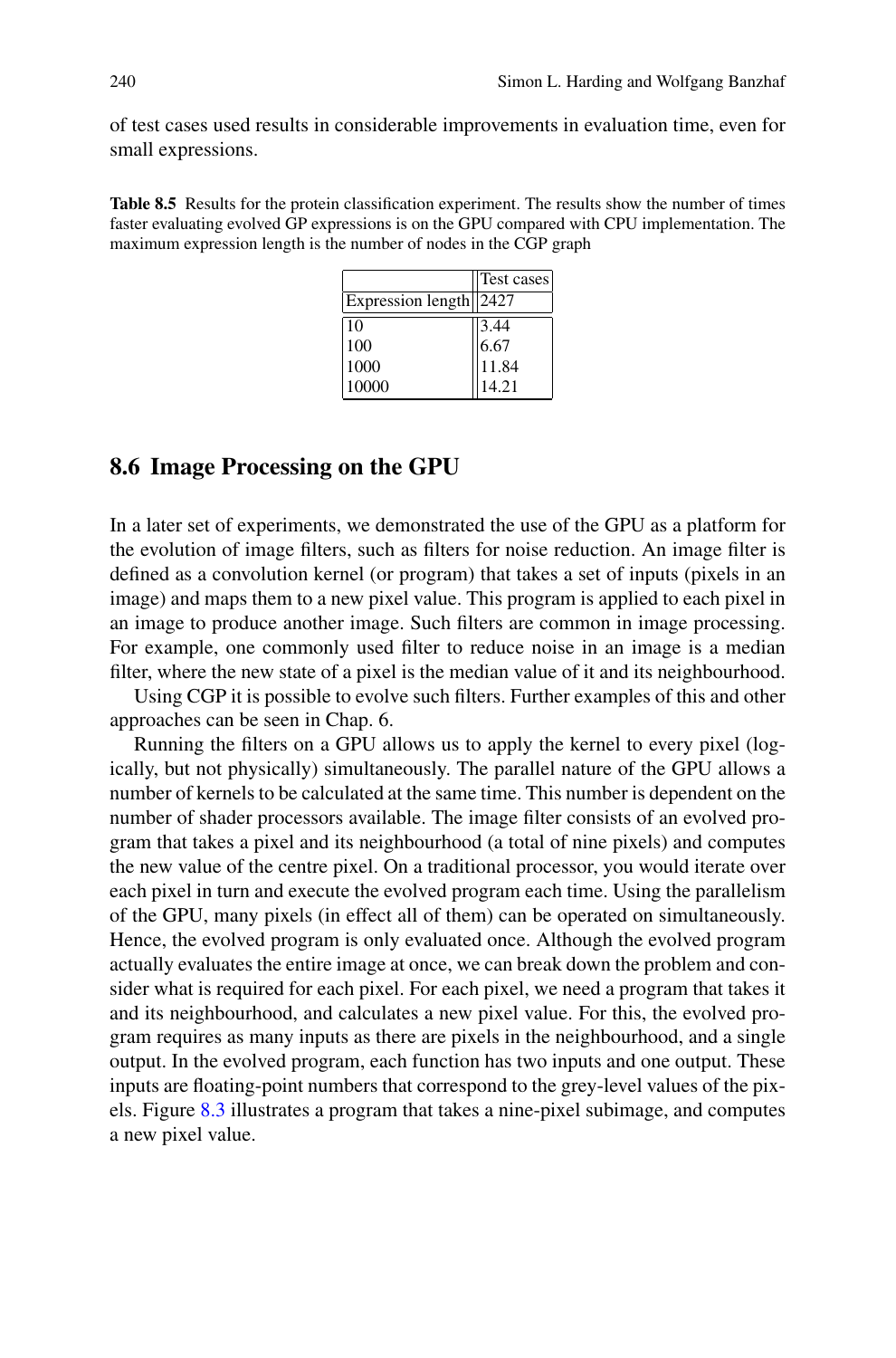of test cases used results in considerable improvements in evaluation time, even for small expressions.

**Table 8.5** Results for the protein classification experiment. The results show the number of times faster evaluating evolved GP expressions is on the GPU compared with CPU implementation. The maximum expression length is the number of nodes in the CGP graph

| | Test cases |
|---|---|
| Expression length | 2427 |
| 10 | 3.44 |
| 100 | 6.67 |
| 1000 | 11.84 |
| 10000 | 14.21 |

## 8.6 Image Processing on the GPU

In a later set of experiments, we demonstrated the use of the GPU as a platform for the evolution of image filters, such as filters for noise reduction. An image filter is defined as a convolution kernel (or program) that takes a set of inputs (pixels in an image) and maps them to a new pixel value. This program is applied to each pixel in an image to produce another image. Such filters are common in image processing. For example, one commonly used filter to reduce noise in an image is a median filter, where the new state of a pixel is the median value of it and its neighbourhood.

Using CGP it is possible to evolve such filters. Further examples of this and other approaches can be seen in Chap. 6.

Running the filters on a GPU allows us to apply the kernel to every pixel (logically, but not physically) simultaneously. The parallel nature of the GPU allows a number of kernels to be calculated at the same time. This number is dependent on the number of shader processors available. The image filter consists of an evolved program that takes a pixel and its neighbourhood (a total of nine pixels) and computes the new value of the centre pixel. On a traditional processor, you would iterate over each pixel in turn and execute the evolved program each time. Using the parallelism of the GPU, many pixels (in effect all of them) can be operated on simultaneously. Hence, the evolved program is only evaluated once. Although the evolved program actually evaluates the entire image at once, we can break down the problem and consider what is required for each pixel. For each pixel, we need a program that takes it and its neighbourhood, and calculates a new pixel value. For this, the evolved program requires as many inputs as there are pixels in the neighbourhood, and a single output. In the evolved program, each function has two inputs and one output. These inputs are floating-point numbers that correspond to the grey-level values of the pixels. Figure 8.3 illustrates a program that takes a nine-pixel subimage, and computes a new pixel value.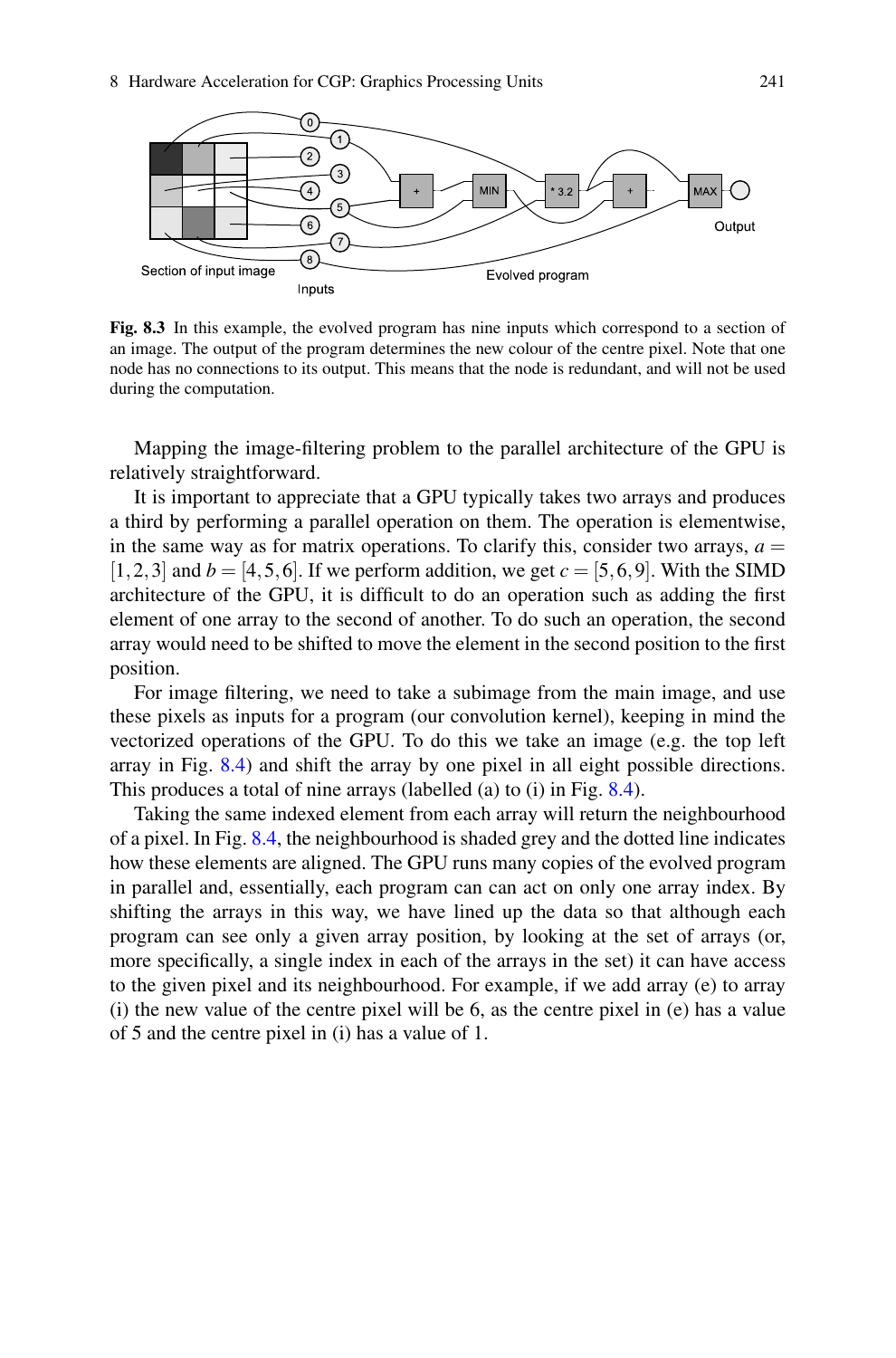**Fig. 8.3** In this example, the evolved program has nine inputs which correspond to a section of an image. The output of the program determines the new colour of the centre pixel. Note that one node has no connections to its output. This means that the node is redundant, and will not be used during the computation.

Mapping the image-filtering problem to the parallel architecture of the GPU is relatively straightforward.

It is important to appreciate that a GPU typically takes two arrays and produces a third by performing a parallel operation on them. The operation is elementwise, in the same way as for matrix operations. To clarify this, consider two arrays, $a = [1,2,3]$ and $b = [4,5,6]$. If we perform addition, we get $c = [5,6,9]$. With the SIMD architecture of the GPU, it is difficult to do an operation such as adding the first element of one array to the second of another. To do such an operation, the second array would need to be shifted to move the element in the second position to the first position.

For image filtering, we need to take a subimage from the main image, and use these pixels as inputs for a program (our convolution kernel), keeping in mind the vectorized operations of the GPU. To do this we take an image (e.g. the top left array in Fig. 8.4) and shift the array by one pixel in all eight possible directions. This produces a total of nine arrays (labelled (a) to (i) in Fig. 8.4).

Taking the same indexed element from each array will return the neighbourhood of a pixel. In Fig. 8.4, the neighbourhood is shaded grey and the dotted line indicates how these elements are aligned. The GPU runs many copies of the evolved program in parallel and, essentially, each program can can act on only one array index. By shifting the arrays in this way, we have lined up the data so that although each program can see only a given array position, by looking at the set of arrays (or, more specifically, a single index in each of the arrays in the set) it can have access to the given pixel and its neighbourhood. For example, if we add array (e) to array (i) the new value of the centre pixel will be 6, as the centre pixel in (e) has a value of 5 and the centre pixel in (i) has a value of 1.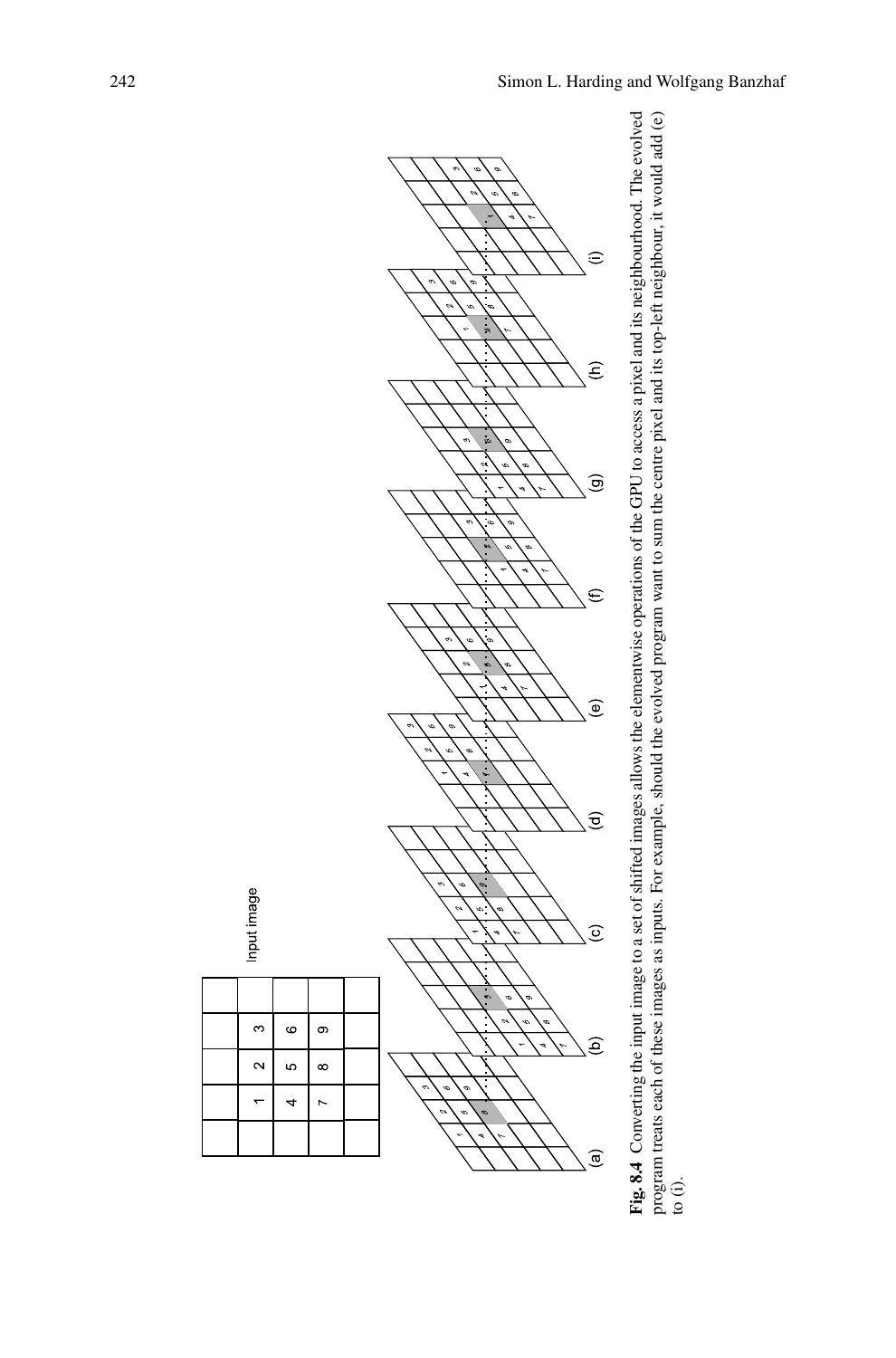**Fig. 8.4** Converting the input image to a set of shifted images allows the elementwise operations of the GPU to access a pixel and its neighbourhood. The evolved program treats each of these images as inputs. For example, should the evolved program want to sum the centre pixel and its top-left neighbour, it would add (e) to (i).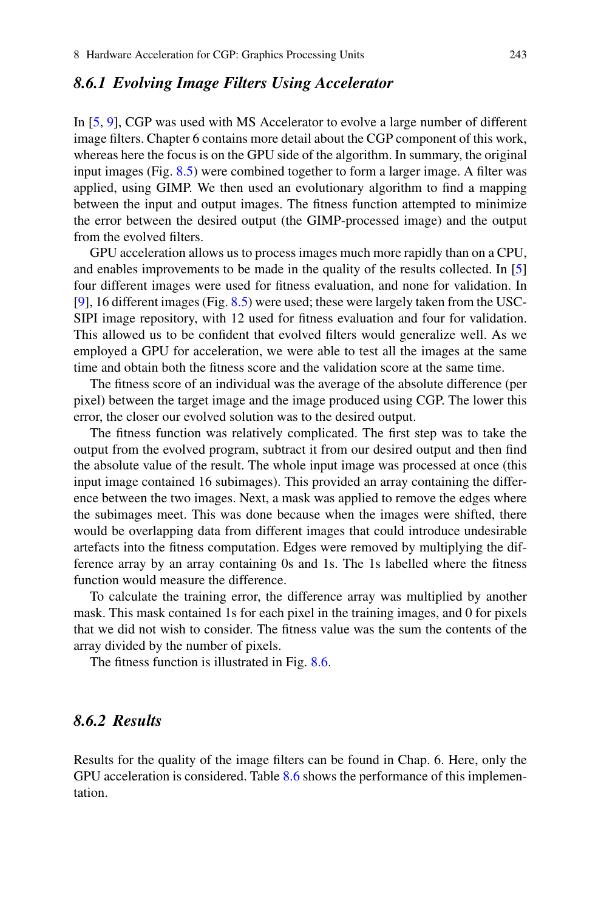### 8.6.1 Evolving Image Filters Using Accelerator

In [5, 9], CGP was used with MS Accelerator to evolve a large number of different image filters. Chapter 6 contains more detail about the CGP component of this work, whereas here the focus is on the GPU side of the algorithm. In summary, the original input images (Fig. 8.5) were combined together to form a larger image. A filter was applied, using GIMP. We then used an evolutionary algorithm to find a mapping between the input and output images. The fitness function attempted to minimize the error between the desired output (the GIMP-processed image) and the output from the evolved filters.

GPU acceleration allows us to process images much more rapidly than on a CPU, and enables improvements to be made in the quality of the results collected. In [5] four different images were used for fitness evaluation, and none for validation. In [9], 16 different images (Fig. 8.5) were used; these were largely taken from the USC-SIPI image repository, with 12 used for fitness evaluation and four for validation. This allowed us to be confident that evolved filters would generalize well. As we employed a GPU for acceleration, we were able to test all the images at the same time and obtain both the fitness score and the validation score at the same time.

The fitness score of an individual was the average of the absolute difference (per pixel) between the target image and the image produced using CGP. The lower this error, the closer our evolved solution was to the desired output.

The fitness function was relatively complicated. The first step was to take the output from the evolved program, subtract it from our desired output and then find the absolute value of the result. The whole input image was processed at once (this input image contained 16 subimages). This provided an array containing the difference between the two images. Next, a mask was applied to remove the edges where the subimages meet. This was done because when the images were shifted, there would be overlapping data from different images that could introduce undesirable artefacts into the fitness computation. Edges were removed by multiplying the difference array by an array containing 0s and 1s. The 1s labelled where the fitness function would measure the difference.

To calculate the training error, the difference array was multiplied by another mask. This mask contained 1s for each pixel in the training images, and 0 for pixels that we did not wish to consider. The fitness value was the sum the contents of the array divided by the number of pixels.

The fitness function is illustrated in Fig. 8.6.

### 8.6.2 Results

Results for the quality of the image filters can be found in Chap. 6. Here, only the GPU acceleration is considered. Table 8.6 shows the performance of this implementation.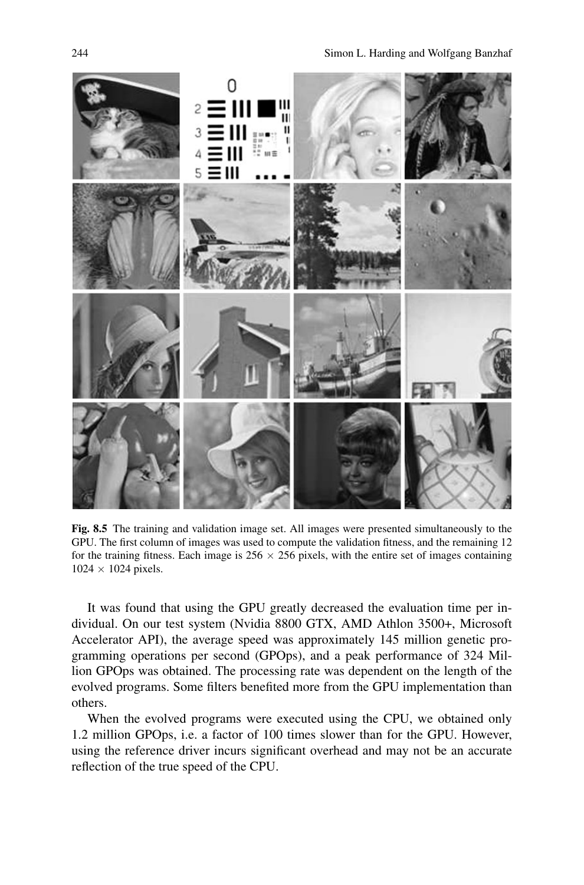**Fig. 8.5** The training and validation image set. All images were presented simultaneously to the GPU. The first column of images was used to compute the validation fitness, and the remaining 12 for the training fitness. Each image is $256 \times 256$ pixels, with the entire set of images containing $1024 \times 1024$ pixels.

It was found that using the GPU greatly decreased the evaluation time per individual. On our test system (Nvidia 8800 GTX, AMD Athlon 3500+, Microsoft Accelerator API), the average speed was approximately 145 million genetic programming operations per second (GPOps), and a peak performance of 324 Million GPOps was obtained. The processing rate was dependent on the length of the evolved programs. Some filters benefited more from the GPU implementation than others.

When the evolved programs were executed using the CPU, we obtained only 1.2 million GPOps, i.e. a factor of 100 times slower than for the GPU. However, using the reference driver incurs significant overhead and may not be an accurate reflection of the true speed of the CPU.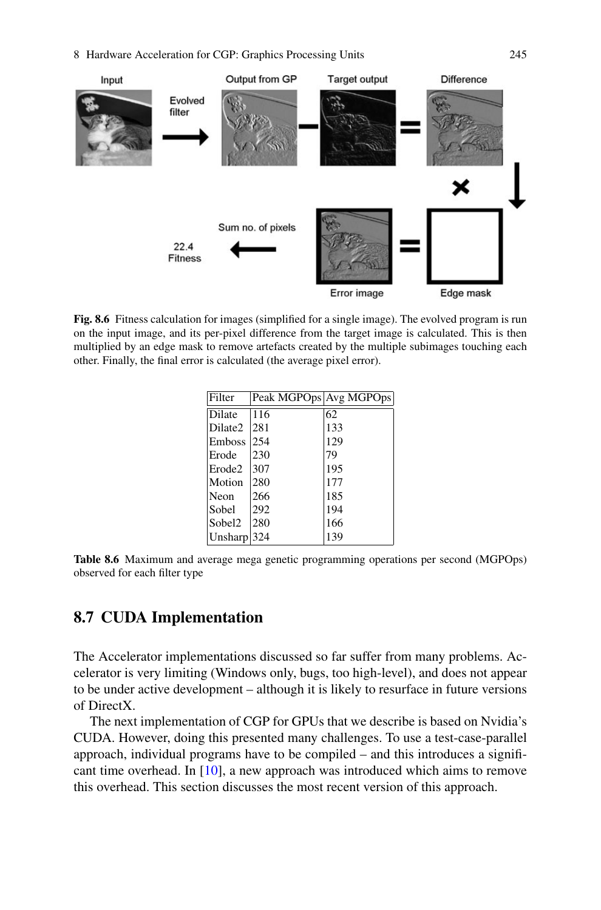**Fig. 8.6** Fitness calculation for images (simplified for a single image). The evolved program is run on the input image, and its per-pixel difference from the target image is calculated. This is then multiplied by an edge mask to remove artefacts created by the multiple subimages touching each other. Finally, the final error is calculated (the average pixel error).

| Filter | Peak MGPOps | Avg MGPOps |
|---|---|---|
| Dilate | 116 | 62 |
| Dilate2 | 281 | 133 |
| Emboss | 254 | 129 |
| Erode | 230 | 79 |
| Erode2 | 307 | 195 |
| Motion | 280 | 177 |
| Neon | 266 | 185 |
| Sobel | 292 | 194 |
| Sobel2 | 280 | 166 |
| Unsharp | 324 | 139 |

**Table 8.6** Maximum and average mega genetic programming operations per second (MGPOps) observed for each filter type

## 8.7 CUDA Implementation

The Accelerator implementations discussed so far suffer from many problems. Accelerator is very limiting (Windows only, bugs, too high-level), and does not appear to be under active development – although it is likely to resurface in future versions of DirectX.

The next implementation of CGP for GPUs that we describe is based on Nvidia's CUDA. However, doing this presented many challenges. To use a test-case-parallel approach, individual programs have to be compiled – and this introduces a significant time overhead. In [10], a new approach was introduced which aims to remove this overhead. This section discusses the most recent version of this approach.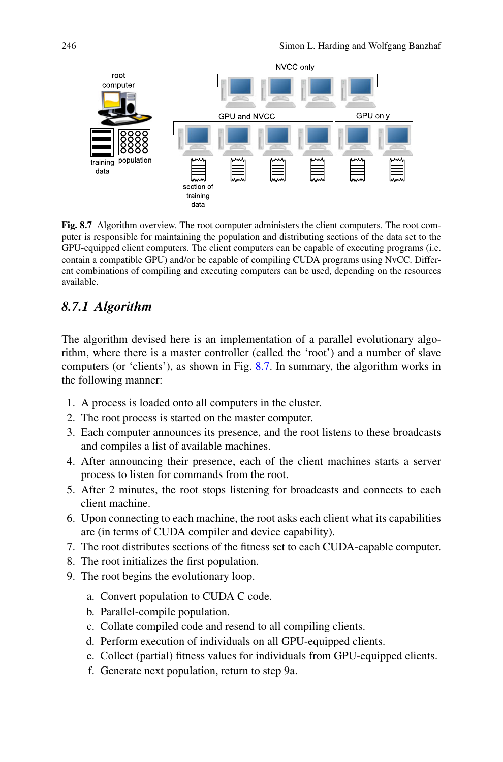Fig. 8.7 Algorithm overview. The root computer administers the client computers. The root computer is responsible for maintaining the population and distributing sections of the data set to the GPU-equipped client computers. The client computers can be capable of executing programs (i.e. contain a compatible GPU) and/or be capable of compiling CUDA programs using NvCC. Different combinations of compiling and executing computers can be used, depending on the resources available.

### 8.7.1 Algorithm

The algorithm devised here is an implementation of a parallel evolutionary algorithm, where there is a master controller (called the 'root') and a number of slave computers (or 'clients'), as shown in Fig. 8.7. In summary, the algorithm works in the following manner:

1. A process is loaded onto all computers in the cluster.
2. The root process is started on the master computer.
3. Each computer announces its presence, and the root listens to these broadcasts and compiles a list of available machines.
4. After announcing their presence, each of the client machines starts a server process to listen for commands from the root.
5. After 2 minutes, the root stops listening for broadcasts and connects to each client machine.
6. Upon connecting to each machine, the root asks each client what its capabilities are (in terms of CUDA compiler and device capability).
7. The root distributes sections of the fitness set to each CUDA-capable computer.
8. The root initializes the first population.
9. The root begins the evolutionary loop.
   a. Convert population to CUDA C code.
   b. Parallel-compile population.
   c. Collate compiled code and resend to all compiling clients.
   d. Perform execution of individuals on all GPU-equipped clients.
   e. Collect (partial) fitness values for individuals from GPU-equipped clients.
   f. Generate next population, return to step 9a.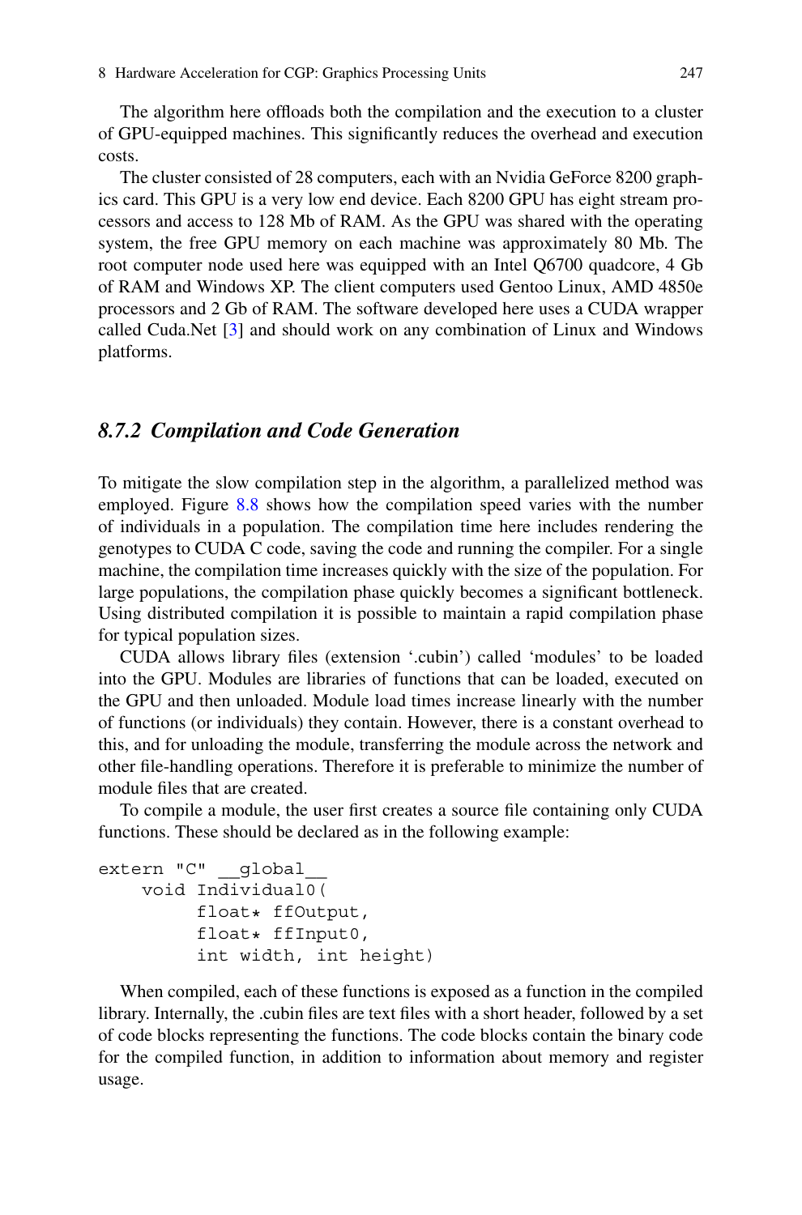The algorithm here offloads both the compilation and the execution to a cluster of GPU-equipped machines. This significantly reduces the overhead and execution costs.

The cluster consisted of 28 computers, each with an Nvidia GeForce 8200 graphics card. This GPU is a very low end device. Each 8200 GPU has eight stream processors and access to 128 Mb of RAM. As the GPU was shared with the operating system, the free GPU memory on each machine was approximately 80 Mb. The root computer node used here was equipped with an Intel Q6700 quadcore, 4 Gb of RAM and Windows XP. The client computers used Gentoo Linux, AMD 4850e processors and 2 Gb of RAM. The software developed here uses a CUDA wrapper called Cuda.Net [3] and should work on any combination of Linux and Windows platforms.

### *8.7.2 Compilation and Code Generation*

To mitigate the slow compilation step in the algorithm, a parallelized method was employed. Figure 8.8 shows how the compilation speed varies with the number of individuals in a population. The compilation time here includes rendering the genotypes to CUDA C code, saving the code and running the compiler. For a single machine, the compilation time increases quickly with the size of the population. For large populations, the compilation phase quickly becomes a significant bottleneck. Using distributed compilation it is possible to maintain a rapid compilation phase for typical population sizes.

CUDA allows library files (extension '.cubin') called 'modules' to be loaded into the GPU. Modules are libraries of functions that can be loaded, executed on the GPU and then unloaded. Module load times increase linearly with the number of functions (or individuals) they contain. However, there is a constant overhead to this, and for unloading the module, transferring the module across the network and other file-handling operations. Therefore it is preferable to minimize the number of module files that are created.

To compile a module, the user first creates a source file containing only CUDA functions. These should be declared as in the following example:

```
extern "C" __global__
    void Individual0(
         float* ffOutput,
         float* ffInput0,
         int width, int height)
```

When compiled, each of these functions is exposed as a function in the compiled library. Internally, the .cubin files are text files with a short header, followed by a set of code blocks representing the functions. The code blocks contain the binary code for the compiled function, in addition to information about memory and register usage.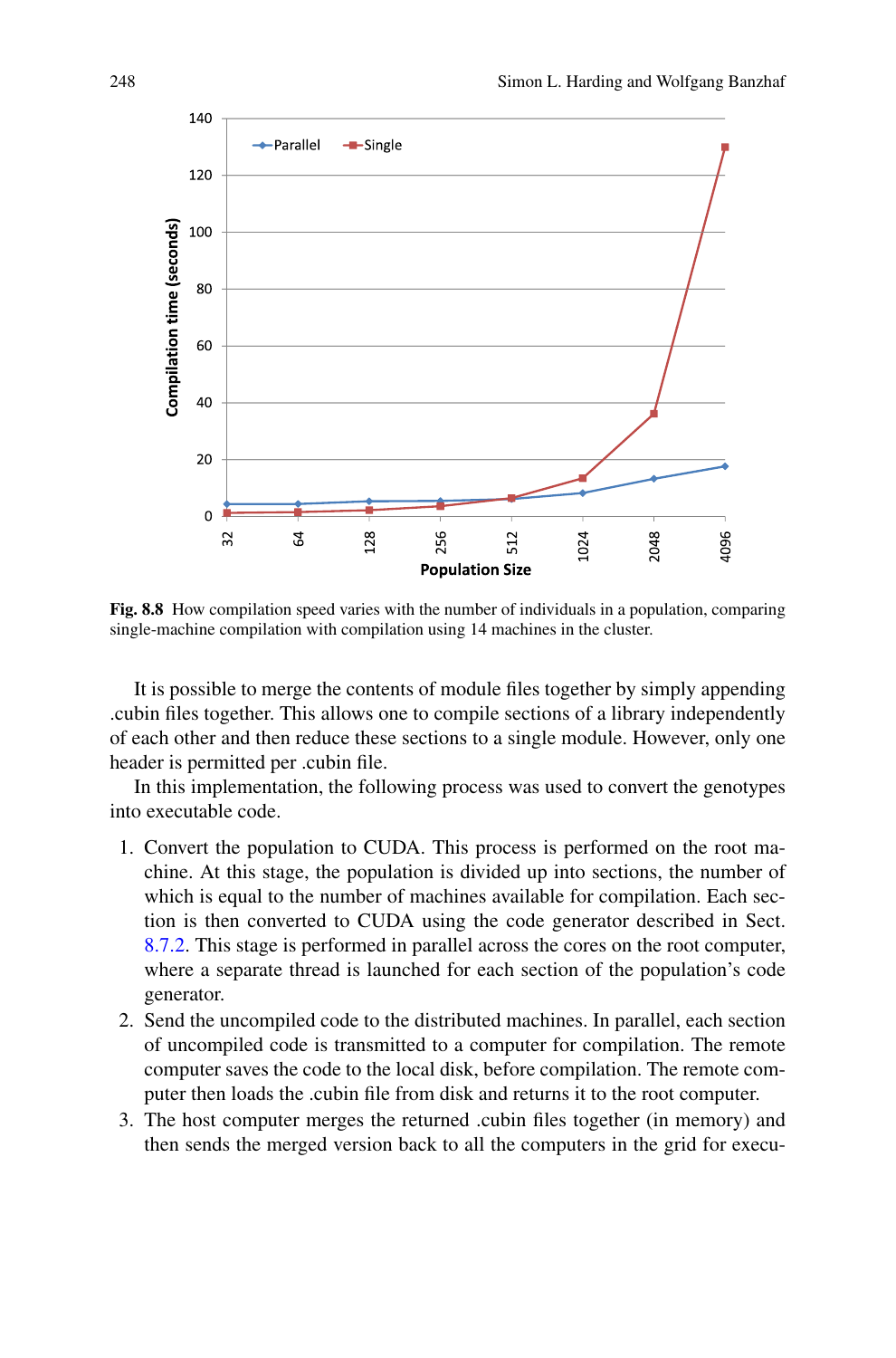Fig. 8.8 How compilation speed varies with the number of individuals in a population, comparing single-machine compilation with compilation using 14 machines in the cluster.

It is possible to merge the contents of module files together by simply appending .cubin files together. This allows one to compile sections of a library independently of each other and then reduce these sections to a single module. However, only one header is permitted per .cubin file.

In this implementation, the following process was used to convert the genotypes into executable code.

1. Convert the population to CUDA. This process is performed on the root machine. At this stage, the population is divided up into sections, the number of which is equal to the number of machines available for compilation. Each section is then converted to CUDA using the code generator described in Sect. 8.7.2. This stage is performed in parallel across the cores on the root computer, where a separate thread is launched for each section of the population's code generator.
2. Send the uncompiled code to the distributed machines. In parallel, each section of uncompiled code is transmitted to a computer for compilation. The remote computer saves the code to the local disk, before compilation. The remote computer then loads the .cubin file from disk and returns it to the root computer.
3. The host computer merges the returned .cubin files together (in memory) and then sends the merged version back to all the computers in the grid for execu-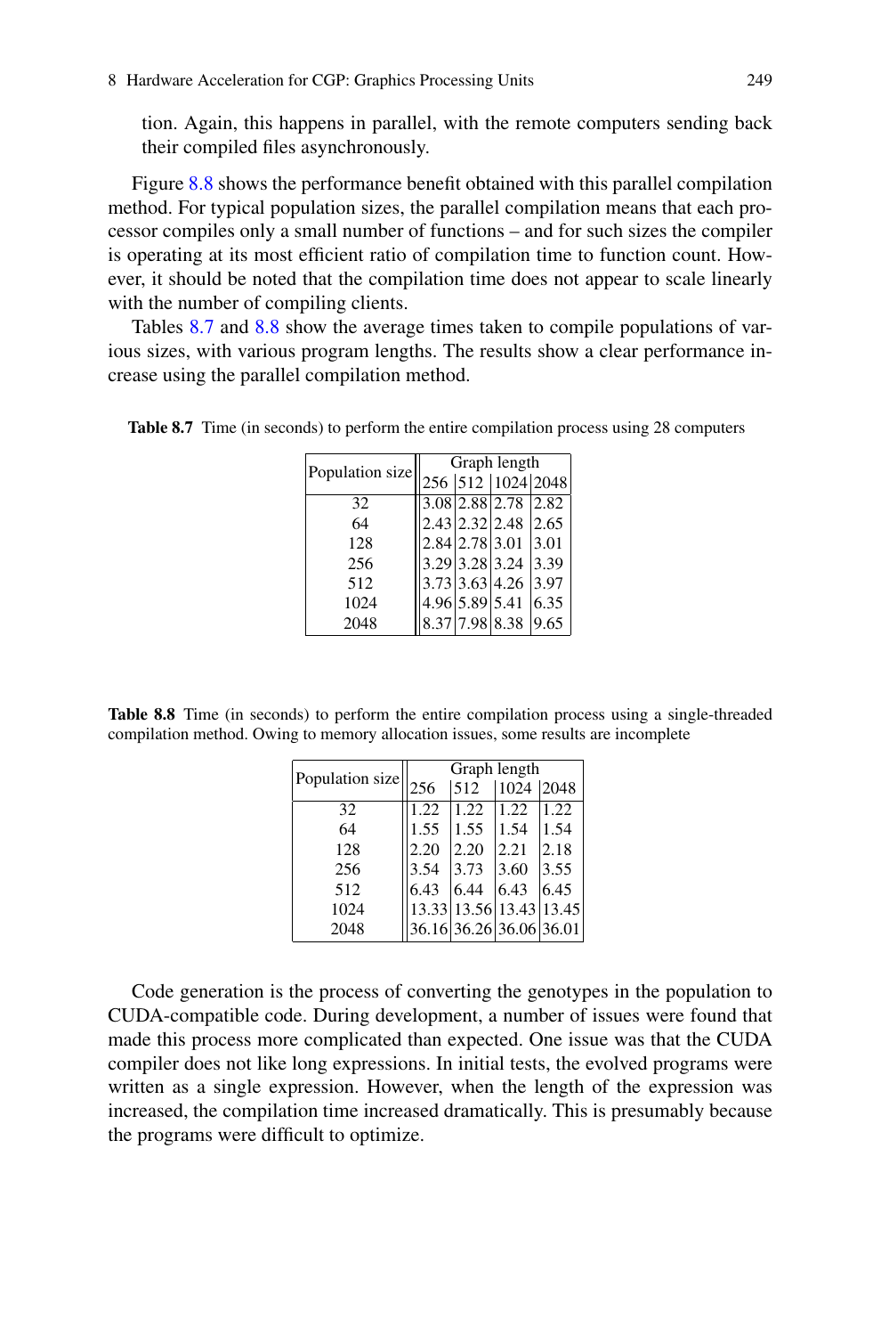tion. Again, this happens in parallel, with the remote computers sending back their compiled files asynchronously.

Figure 8.8 shows the performance benefit obtained with this parallel compilation method. For typical population sizes, the parallel compilation means that each processor compiles only a small number of functions – and for such sizes the compiler is operating at its most efficient ratio of compilation time to function count. However, it should be noted that the compilation time does not appear to scale linearly with the number of compiling clients.

Tables 8.7 and 8.8 show the average times taken to compile populations of various sizes, with various program lengths. The results show a clear performance increase using the parallel compilation method.

**Table 8.7** Time (in seconds) to perform the entire compilation process using 28 computers

| Population size | Graph length | | | |
|---|---|---|---|---|
| | 256 | 512 | 1024 | 2048 |
| 32 | 3.08 | 2.88 | 2.78 | 2.82 |
| 64 | 2.43 | 2.32 | 2.48 | 2.65 |
| 128 | 2.84 | 2.78 | 3.01 | 3.01 |
| 256 | 3.29 | 3.28 | 3.24 | 3.39 |
| 512 | 3.73 | 3.63 | 4.26 | 3.97 |
| 1024 | 4.96 | 5.89 | 5.41 | 6.35 |
| 2048 | 8.37 | 7.98 | 8.38 | 9.65 |

**Table 8.8** Time (in seconds) to perform the entire compilation process using a single-threaded compilation method. Owing to memory allocation issues, some results are incomplete

| Population size | Graph length | | | |
|---|---|---|---|---|
| | 256 | 512 | 1024 | 2048 |
| 32 | 1.22 | 1.22 | 1.22 | 1.22 |
| 64 | 1.55 | 1.55 | 1.54 | 1.54 |
| 128 | 2.20 | 2.20 | 2.21 | 2.18 |
| 256 | 3.54 | 3.73 | 3.60 | 3.55 |
| 512 | 6.43 | 6.44 | 6.43 | 6.45 |
| 1024 | 13.33 | 13.56 | 13.43 | 13.45 |
| 2048 | 36.16 | 36.26 | 36.06 | 36.01 |

Code generation is the process of converting the genotypes in the population to CUDA-compatible code. During development, a number of issues were found that made this process more complicated than expected. One issue was that the CUDA compiler does not like long expressions. In initial tests, the evolved programs were written as a single expression. However, when the length of the expression was increased, the compilation time increased dramatically. This is presumably because the programs were difficult to optimize.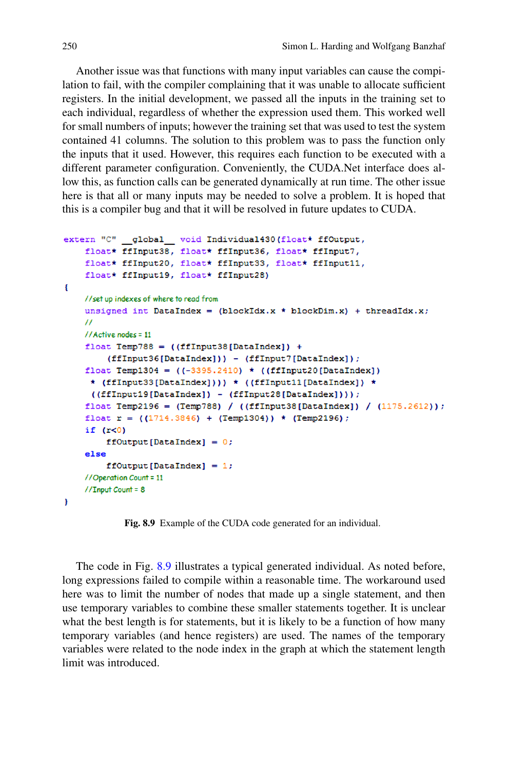Another issue was that functions with many input variables can cause the compilation to fail, with the compiler complaining that it was unable to allocate sufficient registers. In the initial development, we passed all the inputs in the training set to each individual, regardless of whether the expression used them. This worked well for small numbers of inputs; however the training set that was used to test the system contained 41 columns. The solution to this problem was to pass the function only the inputs that it used. However, this requires each function to be executed with a different parameter configuration. Conveniently, the CUDA.Net interface does allow this, as function calls can be generated dynamically at run time. The other issue here is that all or many inputs may be needed to solve a problem. It is hoped that this is a compiler bug and that it will be resolved in future updates to CUDA.

```
extern "C" __global__ void Individual430(float* ffOutput,
    float* ffInput38, float* ffInput36, float* ffInput7,
    float* ffInput20, float* ffInput33, float* ffInput11,
    float* ffInput19, float* ffInput28)
{
    //set up indexes of where to read from
    unsigned int DataIndex = (blockIdx.x * blockDim.x) + threadIdx.x;
    //
    //Active nodes = 11
    float Temp788 = ((ffInput38[DataIndex]) +
        (ffInput36[DataIndex])) - (ffInput7[DataIndex]);
    float Temp1304 = ((-3395.2410) * ((ffInput20[DataIndex])
     * (ffInput33[DataIndex]))) * ((ffInput11[DataIndex]) *
     ((ffInput19[DataIndex]) - (ffInput28[DataIndex])));
    float Temp2196 = (Temp788) / ((ffInput38[DataIndex]) / (1175.2612));
    float r = ((1714.3846) + (Temp1304)) * (Temp2196);
    if (r<0)
        ffOutput[DataIndex] = 0;
    else
        ffOutput[DataIndex] = 1;
    //Operation Count = 11
    //Input Count = 8
}
```

**Fig. 8.9** Example of the CUDA code generated for an individual.

The code in Fig. 8.9 illustrates a typical generated individual. As noted before, long expressions failed to compile within a reasonable time. The workaround used here was to limit the number of nodes that made up a single statement, and then use temporary variables to combine these smaller statements together. It is unclear what the best length is for statements, but it is likely to be a function of how many temporary variables (and hence registers) are used. The names of the temporary variables were related to the node index in the graph at which the statement length limit was introduced.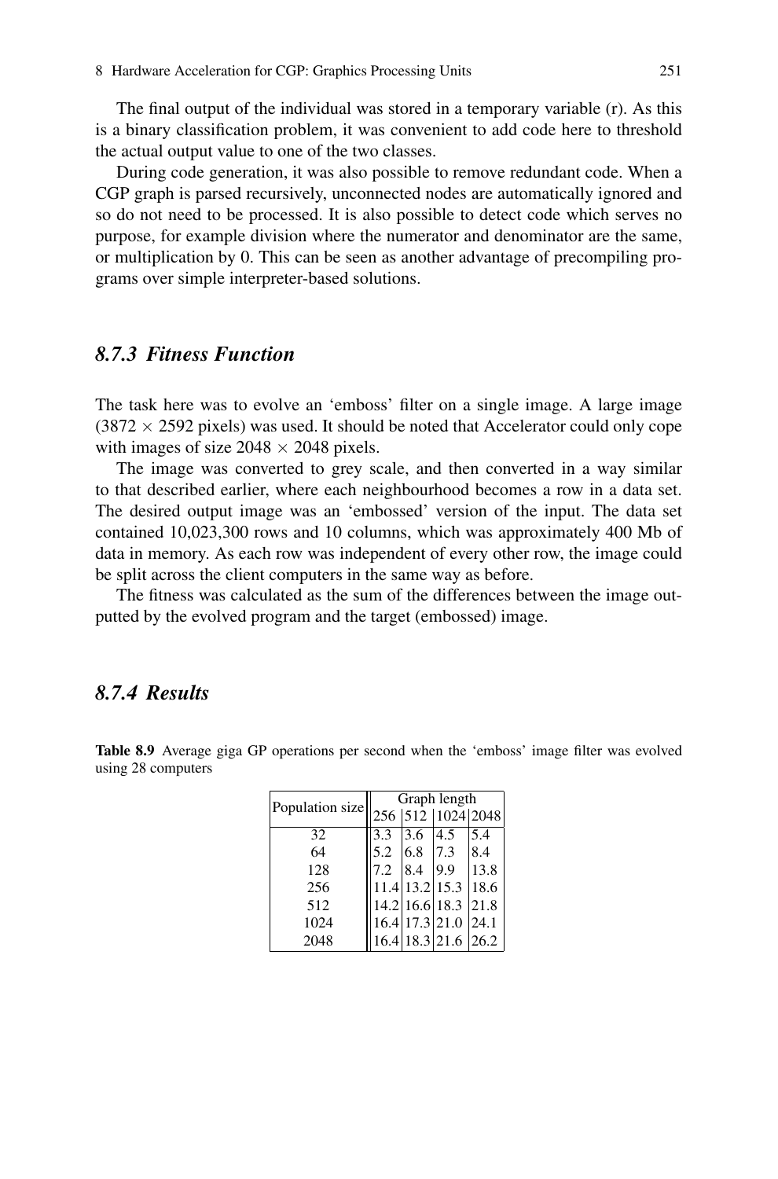The final output of the individual was stored in a temporary variable (r). As this is a binary classification problem, it was convenient to add code here to threshold the actual output value to one of the two classes.

During code generation, it was also possible to remove redundant code. When a CGP graph is parsed recursively, unconnected nodes are automatically ignored and so do not need to be processed. It is also possible to detect code which serves no purpose, for example division where the numerator and denominator are the same, or multiplication by 0. This can be seen as another advantage of precompiling programs over simple interpreter-based solutions.

### *8.7.3 Fitness Function*

The task here was to evolve an 'emboss' filter on a single image. A large image ($3872 \times 2592$ pixels) was used. It should be noted that Accelerator could only cope with images of size $2048 \times 2048$ pixels.

The image was converted to grey scale, and then converted in a way similar to that described earlier, where each neighbourhood becomes a row in a data set. The desired output image was an 'embossed' version of the input. The data set contained 10,023,300 rows and 10 columns, which was approximately 400 Mb of data in memory. As each row was independent of every other row, the image could be split across the client computers in the same way as before.

The fitness was calculated as the sum of the differences between the image outputted by the evolved program and the target (embossed) image.

### *8.7.4 Results*

**Table 8.9** Average giga GP operations per second when the 'emboss' image filter was evolved using 28 computers

| Population size | Graph length | | | |
|---|---|---|---|---|
| | 256 | 512 | 1024 | 2048 |
| 32 | 3.3 | 3.6 | 4.5 | 5.4 |
| 64 | 5.2 | 6.8 | 7.3 | 8.4 |
| 128 | 7.2 | 8.4 | 9.9 | 13.8 |
| 256 | 11.4 | 13.2 | 15.3 | 18.6 |
| 512 | 14.2 | 16.6 | 18.3 | 21.8 |
| 1024 | 16.4 | 17.3 | 21.0 | 24.1 |
| 2048 | 16.4 | 18.3 | 21.6 | 26.2 |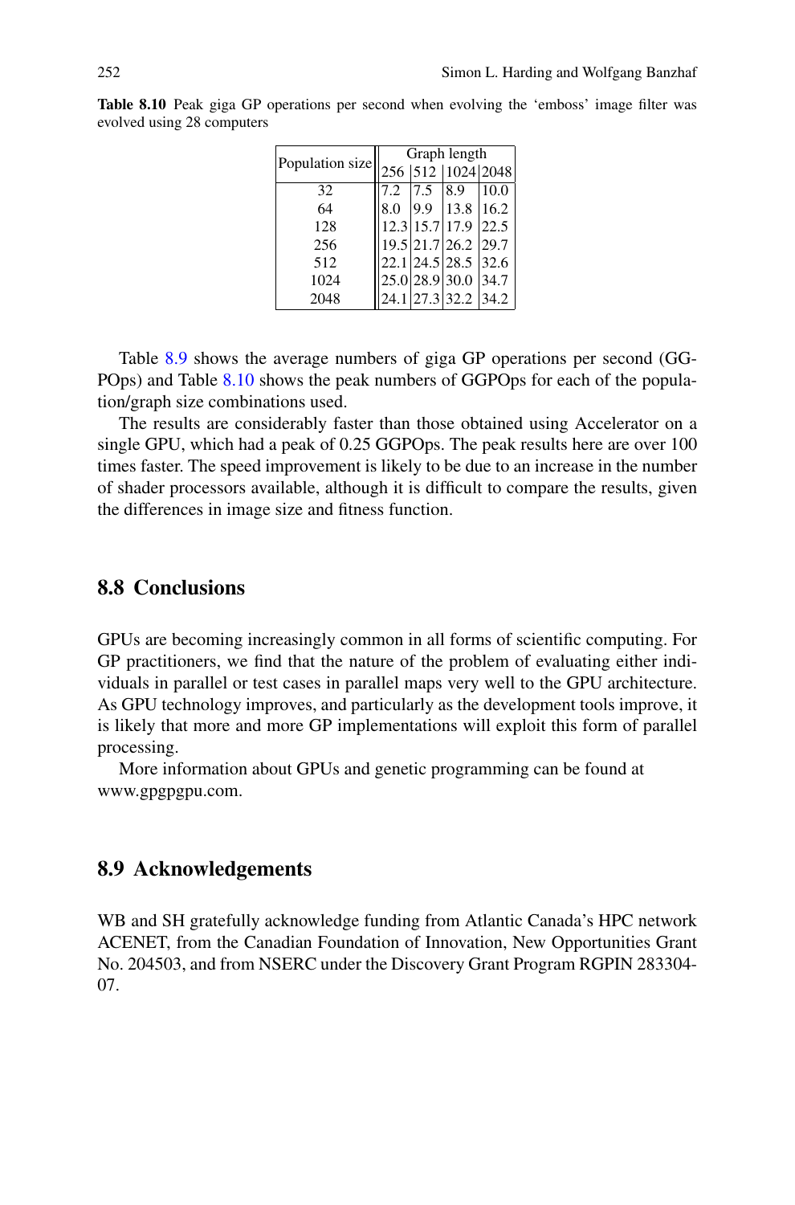**Table 8.10** Peak giga GP operations per second when evolving the 'emboss' image filter was evolved using 28 computers

| Population size | Graph length | | | |
|---|---|---|---|---|
| | 256 | 512 | 1024 | 2048 |
| 32 | 7.2 | 7.5 | 8.9 | 10.0 |
| 64 | 8.0 | 9.9 | 13.8 | 16.2 |
| 128 | 12.3 | 15.7 | 17.9 | 22.5 |
| 256 | 19.5 | 21.7 | 26.2 | 29.7 |
| 512 | 22.1 | 24.5 | 28.5 | 32.6 |
| 1024 | 25.0 | 28.9 | 30.0 | 34.7 |
| 2048 | 24.1 | 27.3 | 32.2 | 34.2 |

Table 8.9 shows the average numbers of giga GP operations per second (GGPOps) and Table 8.10 shows the peak numbers of GGPOps for each of the population/graph size combinations used.

The results are considerably faster than those obtained using Accelerator on a single GPU, which had a peak of 0.25 GGPOps. The peak results here are over 100 times faster. The speed improvement is likely to be due to an increase in the number of shader processors available, although it is difficult to compare the results, given the differences in image size and fitness function.

## 8.8 Conclusions

GPUs are becoming increasingly common in all forms of scientific computing. For GP practitioners, we find that the nature of the problem of evaluating either individuals in parallel or test cases in parallel maps very well to the GPU architecture. As GPU technology improves, and particularly as the development tools improve, it is likely that more and more GP implementations will exploit this form of parallel processing.

More information about GPUs and genetic programming can be found at www.gpgpgpu.com.

## 8.9 Acknowledgements

WB and SH gratefully acknowledge funding from Atlantic Canada's HPC network ACENET, from the Canadian Foundation of Innovation, New Opportunities Grant No. 204503, and from NSERC under the Discovery Grant Program RGPIN 283304-07.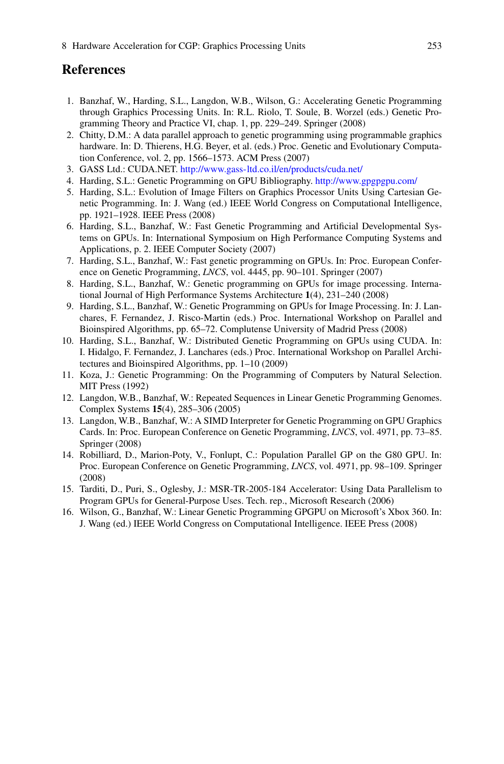## References

1. Banzhaf, W., Harding, S.L., Langdon, W.B., Wilson, G.: Accelerating Genetic Programming through Graphics Processing Units. In: R.L. Riolo, T. Soule, B. Worzel (eds.) Genetic Programming Theory and Practice VI, chap. 1, pp. 229–249. Springer (2008)
2. Chitty, D.M.: A data parallel approach to genetic programming using programmable graphics hardware. In: D. Thierens, H.G. Beyer, et al. (eds.) Proc. Genetic and Evolutionary Computation Conference, vol. 2, pp. 1566–1573. ACM Press (2007)
3. GASS Ltd.: CUDA.NET. http://www.gass-ltd.co.il/en/products/cuda.net/
4. Harding, S.L.: Genetic Programming on GPU Bibliography. http://www.gpgpgpu.com/
5. Harding, S.L.: Evolution of Image Filters on Graphics Processor Units Using Cartesian Genetic Programming. In: J. Wang (ed.) IEEE World Congress on Computational Intelligence, pp. 1921–1928. IEEE Press (2008)
6. Harding, S.L., Banzhaf, W.: Fast Genetic Programming and Artificial Developmental Systems on GPUs. In: International Symposium on High Performance Computing Systems and Applications, p. 2. IEEE Computer Society (2007)
7. Harding, S.L., Banzhaf, W.: Fast genetic programming on GPUs. In: Proc. European Conference on Genetic Programming, *LNCS*, vol. 4445, pp. 90–101. Springer (2007)
8. Harding, S.L., Banzhaf, W.: Genetic programming on GPUs for image processing. International Journal of High Performance Systems Architecture **1**(4), 231–240 (2008)
9. Harding, S.L., Banzhaf, W.: Genetic Programming on GPUs for Image Processing. In: J. Lanchares, F. Fernandez, J. Risco-Martin (eds.) Proc. International Workshop on Parallel and Bioinspired Algorithms, pp. 65–72. Complutense University of Madrid Press (2008)
10. Harding, S.L., Banzhaf, W.: Distributed Genetic Programming on GPUs using CUDA. In: I. Hidalgo, F. Fernandez, J. Lanchares (eds.) Proc. International Workshop on Parallel Architectures and Bioinspired Algorithms, pp. 1–10 (2009)
11. Koza, J.: Genetic Programming: On the Programming of Computers by Natural Selection. MIT Press (1992)
12. Langdon, W.B., Banzhaf, W.: Repeated Sequences in Linear Genetic Programming Genomes. Complex Systems **15**(4), 285–306 (2005)
13. Langdon, W.B., Banzhaf, W.: A SIMD Interpreter for Genetic Programming on GPU Graphics Cards. In: Proc. European Conference on Genetic Programming, *LNCS*, vol. 4971, pp. 73–85. Springer (2008)
14. Robilliard, D., Marion-Poty, V., Fonlupt, C.: Population Parallel GP on the G80 GPU. In: Proc. European Conference on Genetic Programming, *LNCS*, vol. 4971, pp. 98–109. Springer (2008)
15. Tarditi, D., Puri, S., Oglesby, J.: MSR-TR-2005-184 Accelerator: Using Data Parallelism to Program GPUs for General-Purpose Uses. Tech. rep., Microsoft Research (2006)
16. Wilson, G., Banzhaf, W.: Linear Genetic Programming GPGPU on Microsoft's Xbox 360. In: J. Wang (ed.) IEEE World Congress on Computational Intelligence. IEEE Press (2008)